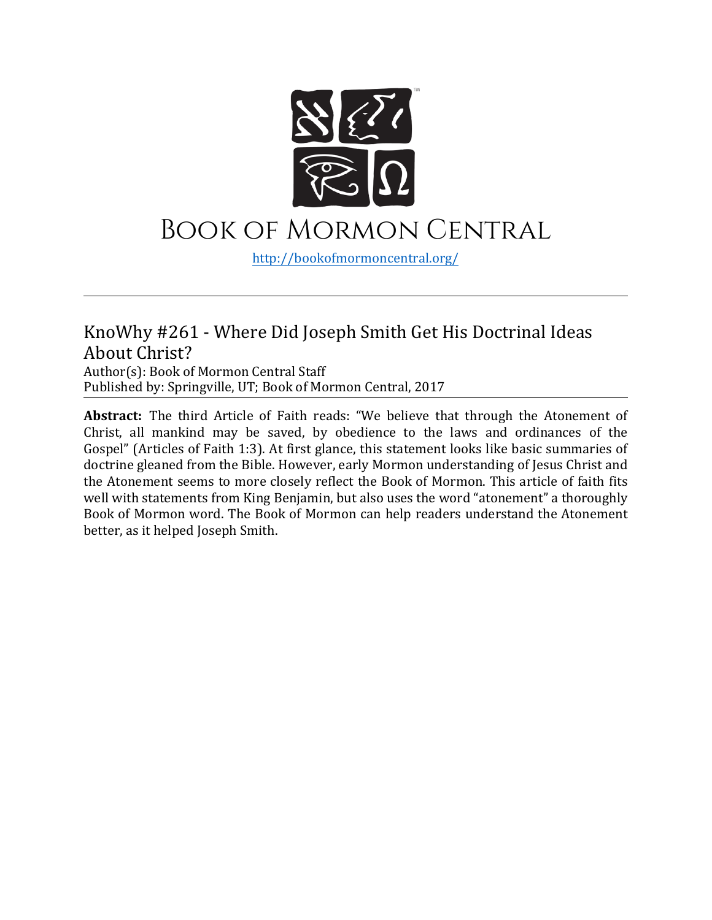# Book of Mormon Central

http://bookofmormoncentral.org/

---

## KnoWhy #261 - Where Did Joseph Smith Get His Doctrinal Ideas About Christ?

Author(s): Book of Mormon Central Staff
Published by: Springville, UT; Book of Mormon Central, 2017

---

**Abstract:** The third Article of Faith reads: "We believe that through the Atonement of Christ, all mankind may be saved, by obedience to the laws and ordinances of the Gospel" (Articles of Faith 1:3). At first glance, this statement looks like basic summaries of doctrine gleaned from the Bible. However, early Mormon understanding of Jesus Christ and the Atonement seems to more closely reflect the Book of Mormon. This article of faith fits well with statements from King Benjamin, but also uses the word "atonement" a thoroughly Book of Mormon word. The Book of Mormon can help readers understand the Atonement better, as it helped Joseph Smith.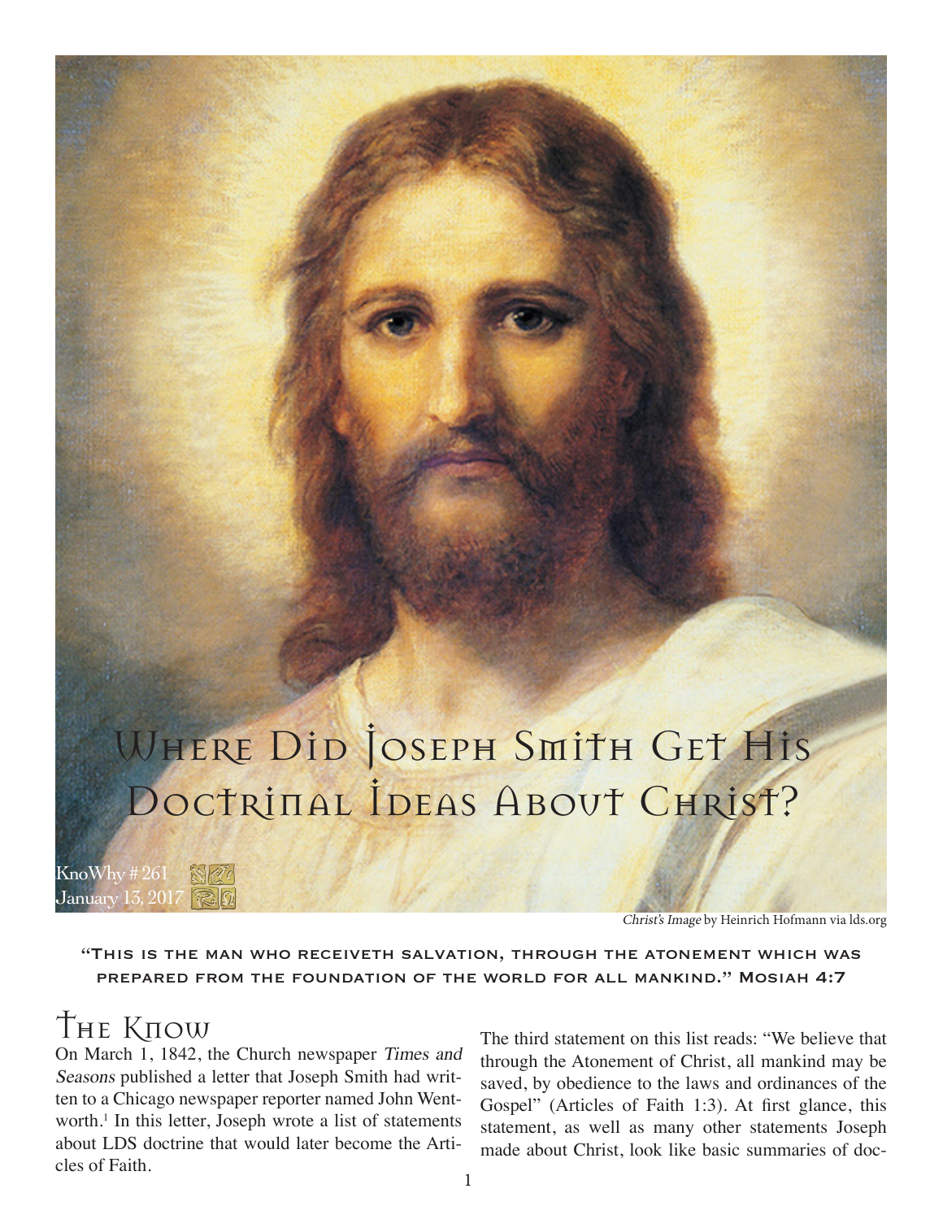# Where Did Joseph Smith Get His Doctrinal Ideas About Christ?

KnoWhy #261
January 13, 2017

*Christ's Image* by Heinrich Hofmann via lds.org

**"This is the man who receiveth salvation, through the atonement which was prepared from the foundation of the world for all mankind." Mosiah 4:7**

## The Know

On March 1, 1842, the Church newspaper *Times and Seasons* published a letter that Joseph Smith had written to a Chicago newspaper reporter named John Wentworth.[1] In this letter, Joseph wrote a list of statements about LDS doctrine that would later become the Articles of Faith.

The third statement on this list reads: "We believe that through the Atonement of Christ, all mankind may be saved, by obedience to the laws and ordinances of the Gospel" (Articles of Faith 1:3). At first glance, this statement, as well as many other statements Joseph made about Christ, look like basic summaries of doc-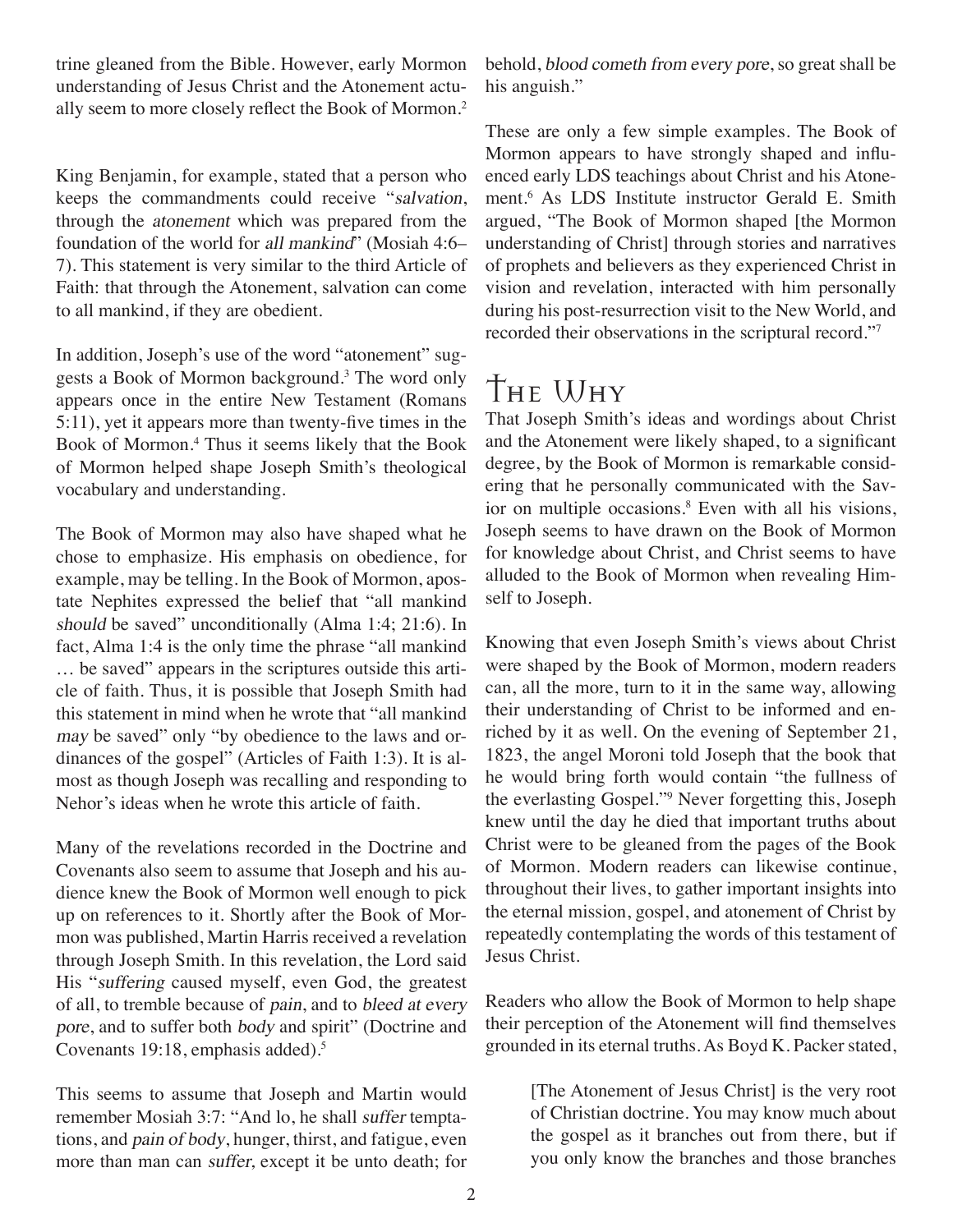trine gleaned from the Bible. However, early Mormon understanding of Jesus Christ and the Atonement actually seem to more closely reflect the Book of Mormon.[2]

King Benjamin, for example, stated that a person who keeps the commandments could receive "*salvation*, through the *atonement* which was prepared from the foundation of the world for *all mankind*" (Mosiah 4:6–7). This statement is very similar to the third Article of Faith: that through the Atonement, salvation can come to all mankind, if they are obedient.

In addition, Joseph's use of the word "atonement" suggests a Book of Mormon background.[3] The word only appears once in the entire New Testament (Romans 5:11), yet it appears more than twenty-five times in the Book of Mormon.[4] Thus it seems likely that the Book of Mormon helped shape Joseph Smith's theological vocabulary and understanding.

The Book of Mormon may also have shaped what he chose to emphasize. His emphasis on obedience, for example, may be telling. In the Book of Mormon, apostate Nephites expressed the belief that "all mankind *should* be saved" unconditionally (Alma 1:4; 21:6). In fact, Alma 1:4 is the only time the phrase "all mankind … be saved" appears in the scriptures outside this article of faith. Thus, it is possible that Joseph Smith had this statement in mind when he wrote that "all mankind *may* be saved" only "by obedience to the laws and ordinances of the gospel" (Articles of Faith 1:3). It is almost as though Joseph was recalling and responding to Nehor's ideas when he wrote this article of faith.

Many of the revelations recorded in the Doctrine and Covenants also seem to assume that Joseph and his audience knew the Book of Mormon well enough to pick up on references to it. Shortly after the Book of Mormon was published, Martin Harris received a revelation through Joseph Smith. In this revelation, the Lord said His "*suffering* caused myself, even God, the greatest of all, to tremble because of *pain*, and to *bleed at every pore*, and to suffer both *body* and spirit" (Doctrine and Covenants 19:18, emphasis added).[5]

This seems to assume that Joseph and Martin would remember Mosiah 3:7: "And lo, he shall *suffer* temptations, and *pain of body*, hunger, thirst, and fatigue, even more than man can *suffer*, except it be unto death; for behold, *blood cometh from every pore*, so great shall be his anguish."

These are only a few simple examples. The Book of Mormon appears to have strongly shaped and influenced early LDS teachings about Christ and his Atonement.[6] As LDS Institute instructor Gerald E. Smith argued, "The Book of Mormon shaped [the Mormon understanding of Christ] through stories and narratives of prophets and believers as they experienced Christ in vision and revelation, interacted with him personally during his post-resurrection visit to the New World, and recorded their observations in the scriptural record."[7]

# The Why

That Joseph Smith's ideas and wordings about Christ and the Atonement were likely shaped, to a significant degree, by the Book of Mormon is remarkable considering that he personally communicated with the Savior on multiple occasions.[8] Even with all his visions, Joseph seems to have drawn on the Book of Mormon for knowledge about Christ, and Christ seems to have alluded to the Book of Mormon when revealing Himself to Joseph.

Knowing that even Joseph Smith's views about Christ were shaped by the Book of Mormon, modern readers can, all the more, turn to it in the same way, allowing their understanding of Christ to be informed and enriched by it as well. On the evening of September 21, 1823, the angel Moroni told Joseph that the book that he would bring forth would contain "the fullness of the everlasting Gospel."[9] Never forgetting this, Joseph knew until the day he died that important truths about Christ were to be gleaned from the pages of the Book of Mormon. Modern readers can likewise continue, throughout their lives, to gather important insights into the eternal mission, gospel, and atonement of Christ by repeatedly contemplating the words of this testament of Jesus Christ.

Readers who allow the Book of Mormon to help shape their perception of the Atonement will find themselves grounded in its eternal truths. As Boyd K. Packer stated,

> [The Atonement of Jesus Christ] is the very root of Christian doctrine. You may know much about the gospel as it branches out from there, but if you only know the branches and those branches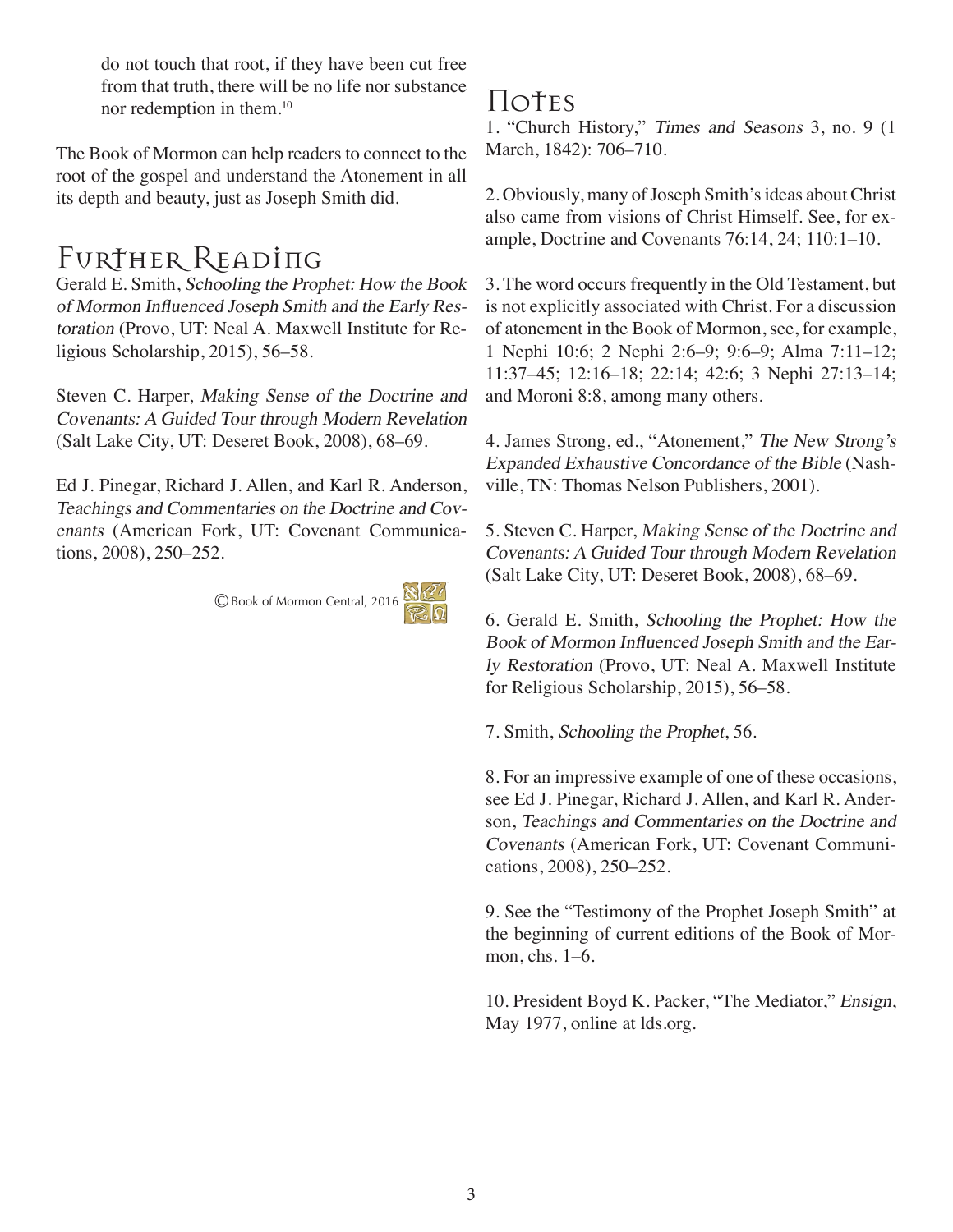do not touch that root, if they have been cut free from that truth, there will be no life nor substance nor redemption in them.[10]

The Book of Mormon can help readers to connect to the root of the gospel and understand the Atonement in all its depth and beauty, just as Joseph Smith did.

## Further Reading

Gerald E. Smith, *Schooling the Prophet: How the Book of Mormon Influenced Joseph Smith and the Early Restoration* (Provo, UT: Neal A. Maxwell Institute for Religious Scholarship, 2015), 56–58.

Steven C. Harper, *Making Sense of the Doctrine and Covenants: A Guided Tour through Modern Revelation* (Salt Lake City, UT: Deseret Book, 2008), 68–69.

Ed J. Pinegar, Richard J. Allen, and Karl R. Anderson, *Teachings and Commentaries on the Doctrine and Covenants* (American Fork, UT: Covenant Communications, 2008), 250–252.

© Book of Mormon Central, 2016

## Notes

1. "Church History," *Times and Seasons* 3, no. 9 (1 March, 1842): 706–710.

2. Obviously, many of Joseph Smith's ideas about Christ also came from visions of Christ Himself. See, for example, Doctrine and Covenants 76:14, 24; 110:1–10.

3. The word occurs frequently in the Old Testament, but is not explicitly associated with Christ. For a discussion of atonement in the Book of Mormon, see, for example, 1 Nephi 10:6; 2 Nephi 2:6–9; 9:6–9; Alma 7:11–12; 11:37–45; 12:16–18; 22:14; 42:6; 3 Nephi 27:13–14; and Moroni 8:8, among many others.

4. James Strong, ed., "Atonement," *The New Strong's Expanded Exhaustive Concordance of the Bible* (Nashville, TN: Thomas Nelson Publishers, 2001).

5. Steven C. Harper, *Making Sense of the Doctrine and Covenants: A Guided Tour through Modern Revelation* (Salt Lake City, UT: Deseret Book, 2008), 68–69.

6. Gerald E. Smith, *Schooling the Prophet: How the Book of Mormon Influenced Joseph Smith and the Early Restoration* (Provo, UT: Neal A. Maxwell Institute for Religious Scholarship, 2015), 56–58.

7. Smith, *Schooling the Prophet*, 56.

8. For an impressive example of one of these occasions, see Ed J. Pinegar, Richard J. Allen, and Karl R. Anderson, *Teachings and Commentaries on the Doctrine and Covenants* (American Fork, UT: Covenant Communications, 2008), 250–252.

9. See the "Testimony of the Prophet Joseph Smith" at the beginning of current editions of the Book of Mormon, chs. 1–6.

10. President Boyd K. Packer, "The Mediator," *Ensign*, May 1977, online at lds.org.